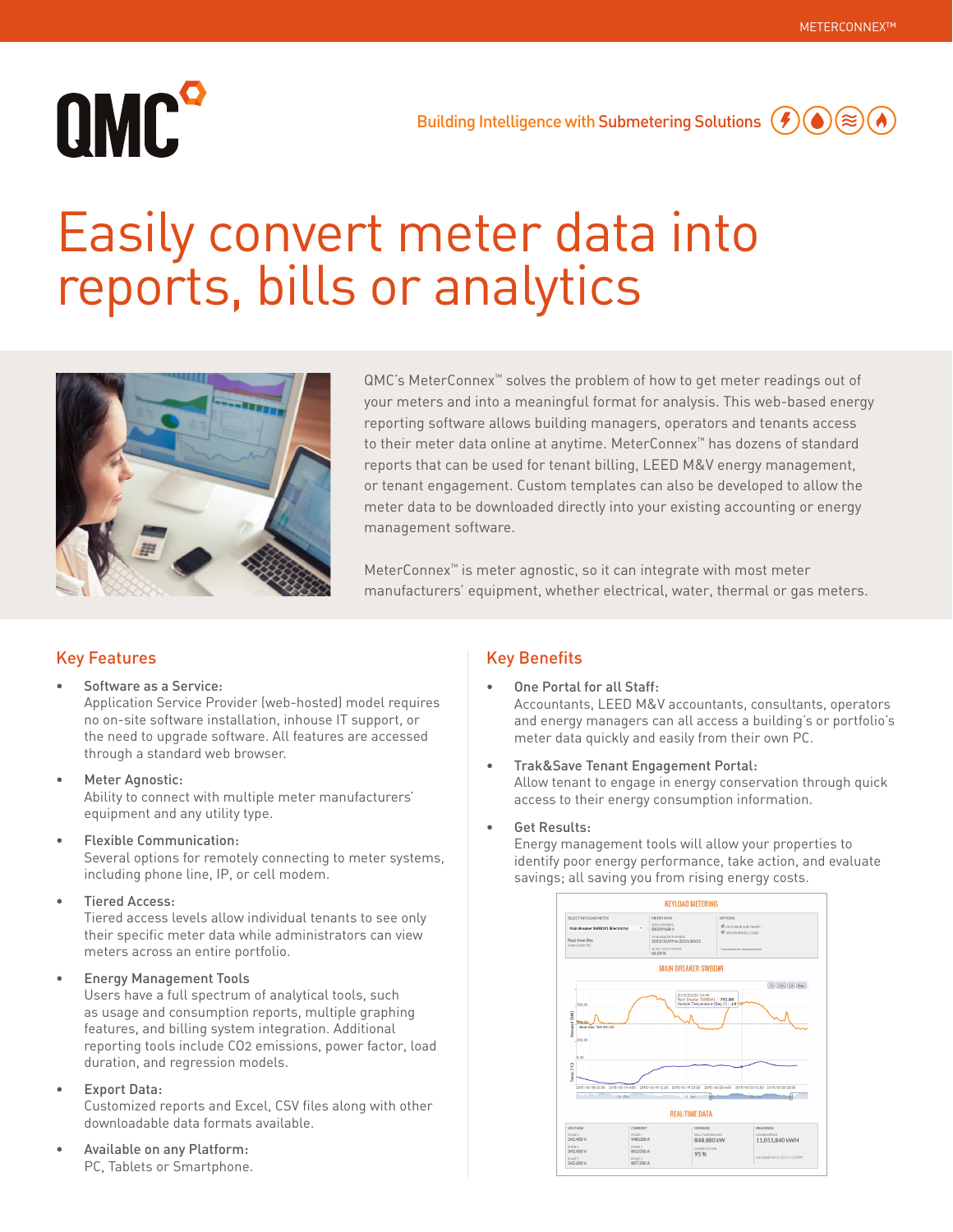# Easily convert meter data into reports, bills or analytics

Building Intelligence with Submetering Solutions

QMC's MeterConnex™ solves the problem of how to get meter readings out of your meters and into a meaningful format for analysis. This web-based energy reporting software allows building managers, operators and tenants access to their meter data online at anytime. MeterConnex™ has dozens of standard reports that can be used for tenant billing, LEED M&V energy management, or tenant engagement. Custom templates can also be developed to allow the meter data to be downloaded directly into your existing accounting or energy management software.

MeterConnex™ is meter agnostic, so it can integrate with most meter manufacturers' equipment, whether electrical, water, thermal or gas meters.

## Key Features

- Software as a Service:
  Application Service Provider (web-hosted) model requires no on-site software installation, inhouse IT support, or the need to upgrade software. All features are accessed through a standard web browser.
- Meter Agnostic:
  Ability to connect with multiple meter manufacturers' equipment and any utility type.
- Flexible Communication:
  Several options for remotely connecting to meter systems, including phone line, IP, or cell modem.
- Tiered Access:
  Tiered access levels allow individual tenants to see only their specific meter data while administrators can view meters across an entire portfolio.
- Energy Management Tools
  Users have a full spectrum of analytical tools, such as usage and consumption reports, multiple graphing features, and billing system integration. Additional reporting tools include $CO_2$ emissions, power factor, load duration, and regression models.
- Export Data:
  Customized reports and Excel, CSV files along with other downloadable data formats available.
- Available on any Platform:
  PC, Tablets or Smartphone.

## Key Benefits

- One Portal for all Staff:
  Accountants, LEED M&V accountants, consultants, operators and energy managers can all access a building's or portfolio's meter data quickly and easily from their own PC.
- Trak&Save Tenant Engagement Portal:
  Allow tenant to engage in energy conservation through quick access to their energy consumption information.
- Get Results:
  Energy management tools will allow your properties to identify poor energy performance, take action, and evaluate savings; all saving you from rising energy costs.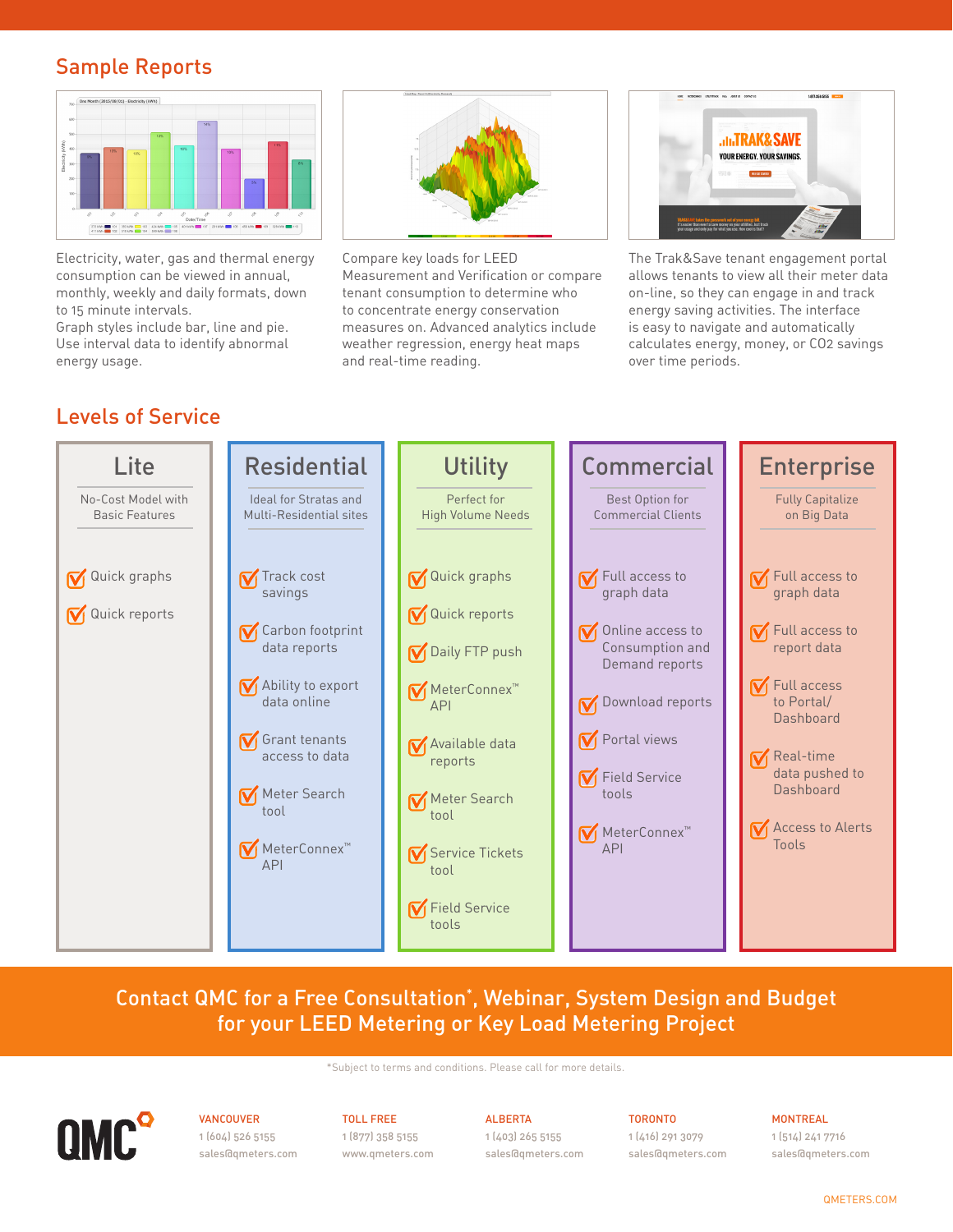## Sample Reports

Electricity, water, gas and thermal energy consumption can be viewed in annual, monthly, weekly and daily formats, down to 15 minute intervals.
Graph styles include bar, line and pie.
Use interval data to identify abnormal energy usage.

Compare key loads for LEED Measurement and Verification or compare tenant consumption to determine who to concentrate energy conservation measures on. Advanced analytics include weather regression, energy heat maps and real-time reading.

The Trak&Save tenant engagement portal allows tenants to view all their meter data on-line, so they can engage in and track energy saving activities. The interface is easy to navigate and automatically calculates energy, money, or CO2 savings over time periods.

## Levels of Service

### Lite

No-Cost Model with Basic Features

- Quick graphs
- Quick reports

### Residential

Ideal for Stratas and Multi-Residential sites

- Track cost savings
- Carbon footprint data reports
- Ability to export data online
- Grant tenants access to data
- Meter Search tool
- MeterConnex™ API

### Utility

Perfect for High Volume Needs

- Quick graphs
- Quick reports
- Daily FTP push
- MeterConnex™ API
- Available data reports
- Meter Search tool
- Service Tickets tool
- Field Service tools

### Commercial

Best Option for Commercial Clients

- Full access to graph data
- Online access to Consumption and Demand reports
- Download reports
- Portal views
- Field Service tools
- MeterConnex™ API

### Enterprise

Fully Capitalize on Big Data

- Full access to graph data
- Full access to report data
- Full access to Portal/ Dashboard
- Real-time data pushed to Dashboard
- Access to Alerts Tools

**Contact QMC for a Free Consultation\*, Webinar, System Design and Budget for your LEED Metering or Key Load Metering Project**

\*Subject to terms and conditions. Please call for more details.

QMC

**VANCOUVER**
1 (604) 526 5155
sales@qmeters.com

**TOLL FREE**
1 (877) 358 5155
www.qmeters.com

**ALBERTA**
1 (403) 265 5155
sales@qmeters.com

**TORONTO**
1 (416) 291 3079
sales@qmeters.com

**MONTREAL**
1 (514) 241 7716
sales@qmeters.com

QMETERS.COM